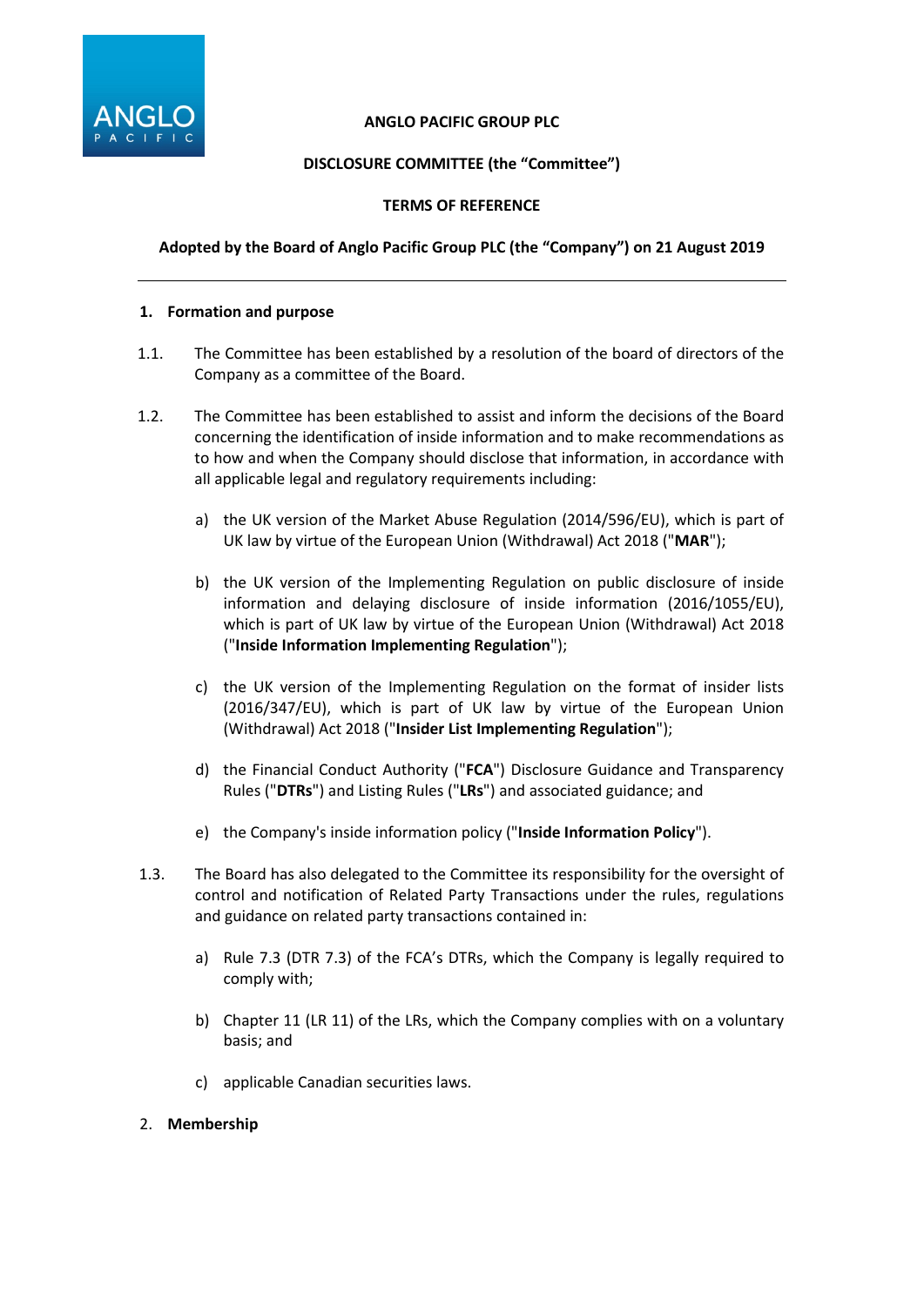**ANGLO PACIFIC GROUP PLC**

**DISCLOSURE COMMITTEE (the "Committee")**

**TERMS OF REFERENCE**

**Adopted by the Board of Anglo Pacific Group PLC (the "Company") on 21 August 2019**

---

## 1. Formation and purpose

1.1. The Committee has been established by a resolution of the board of directors of the Company as a committee of the Board.

1.2. The Committee has been established to assist and inform the decisions of the Board concerning the identification of inside information and to make recommendations as to how and when the Company should disclose that information, in accordance with all applicable legal and regulatory requirements including:

a) the UK version of the Market Abuse Regulation (2014/596/EU), which is part of UK law by virtue of the European Union (Withdrawal) Act 2018 ("**MAR**");

b) the UK version of the Implementing Regulation on public disclosure of inside information and delaying disclosure of inside information (2016/1055/EU), which is part of UK law by virtue of the European Union (Withdrawal) Act 2018 ("**Inside Information Implementing Regulation**");

c) the UK version of the Implementing Regulation on the format of insider lists (2016/347/EU), which is part of UK law by virtue of the European Union (Withdrawal) Act 2018 ("**Insider List Implementing Regulation**");

d) the Financial Conduct Authority ("**FCA**") Disclosure Guidance and Transparency Rules ("**DTRs**") and Listing Rules ("**LRs**") and associated guidance; and

e) the Company's inside information policy ("**Inside Information Policy**").

1.3. The Board has also delegated to the Committee its responsibility for the oversight of control and notification of Related Party Transactions under the rules, regulations and guidance on related party transactions contained in:

a) Rule 7.3 (DTR 7.3) of the FCA's DTRs, which the Company is legally required to comply with;

b) Chapter 11 (LR 11) of the LRs, which the Company complies with on a voluntary basis; and

c) applicable Canadian securities laws.

## 2. Membership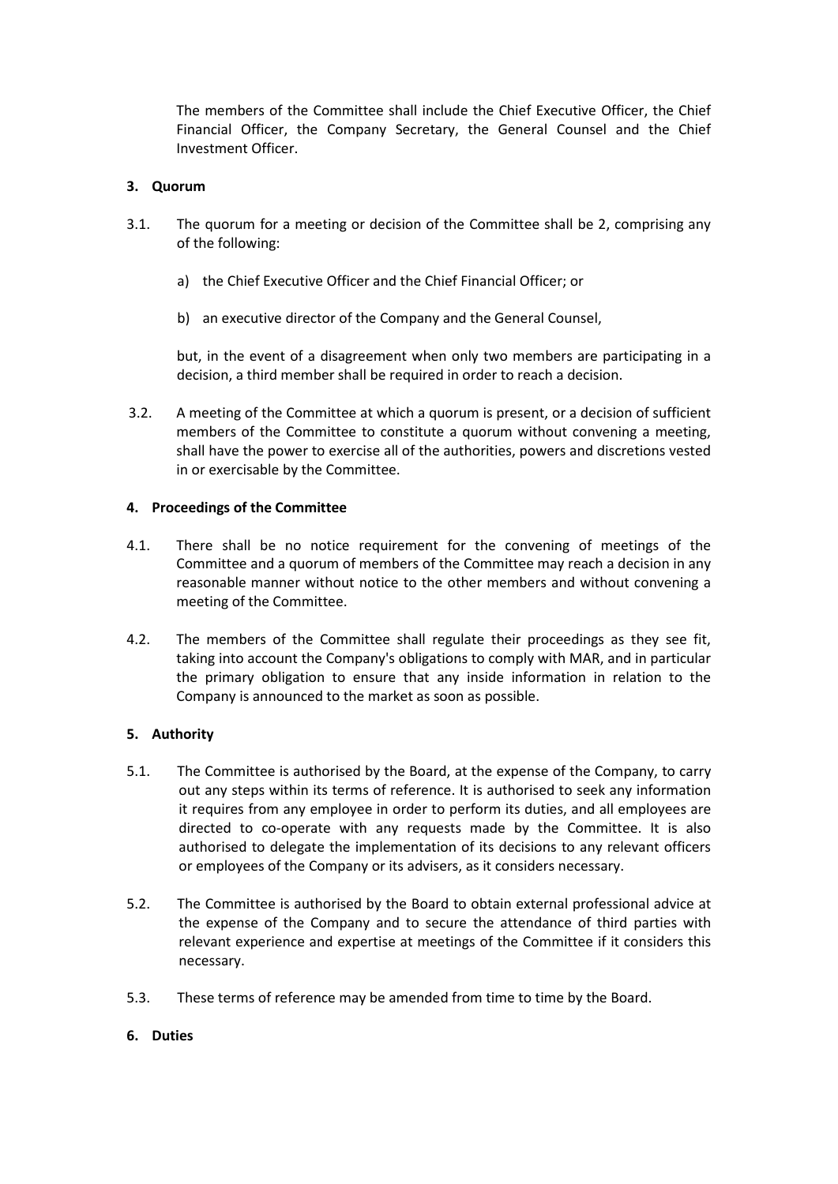The members of the Committee shall include the Chief Executive Officer, the Chief Financial Officer, the Company Secretary, the General Counsel and the Chief Investment Officer.

## 3. Quorum

3.1. The quorum for a meeting or decision of the Committee shall be 2, comprising any of the following:

a) the Chief Executive Officer and the Chief Financial Officer; or

b) an executive director of the Company and the General Counsel,

but, in the event of a disagreement when only two members are participating in a decision, a third member shall be required in order to reach a decision.

3.2. A meeting of the Committee at which a quorum is present, or a decision of sufficient members of the Committee to constitute a quorum without convening a meeting, shall have the power to exercise all of the authorities, powers and discretions vested in or exercisable by the Committee.

## 4. Proceedings of the Committee

4.1. There shall be no notice requirement for the convening of meetings of the Committee and a quorum of members of the Committee may reach a decision in any reasonable manner without notice to the other members and without convening a meeting of the Committee.

4.2. The members of the Committee shall regulate their proceedings as they see fit, taking into account the Company's obligations to comply with MAR, and in particular the primary obligation to ensure that any inside information in relation to the Company is announced to the market as soon as possible.

## 5. Authority

5.1. The Committee is authorised by the Board, at the expense of the Company, to carry out any steps within its terms of reference. It is authorised to seek any information it requires from any employee in order to perform its duties, and all employees are directed to co-operate with any requests made by the Committee. It is also authorised to delegate the implementation of its decisions to any relevant officers or employees of the Company or its advisers, as it considers necessary.

5.2. The Committee is authorised by the Board to obtain external professional advice at the expense of the Company and to secure the attendance of third parties with relevant experience and expertise at meetings of the Committee if it considers this necessary.

5.3. These terms of reference may be amended from time to time by the Board.

## 6. Duties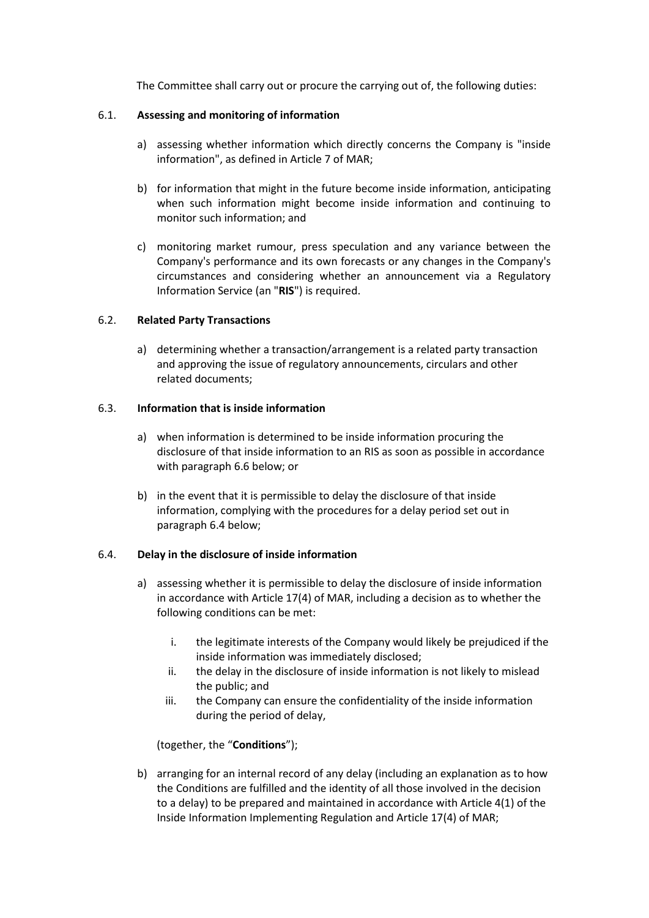The Committee shall carry out or procure the carrying out of, the following duties:

## 6.1. Assessing and monitoring of information

a) assessing whether information which directly concerns the Company is "inside information", as defined in Article 7 of MAR;

b) for information that might in the future become inside information, anticipating when such information might become inside information and continuing to monitor such information; and

c) monitoring market rumour, press speculation and any variance between the Company's performance and its own forecasts or any changes in the Company's circumstances and considering whether an announcement via a Regulatory Information Service (an "**RIS**") is required.

## 6.2. Related Party Transactions

a) determining whether a transaction/arrangement is a related party transaction and approving the issue of regulatory announcements, circulars and other related documents;

## 6.3. Information that is inside information

a) when information is determined to be inside information procuring the disclosure of that inside information to an RIS as soon as possible in accordance with paragraph 6.6 below; or

b) in the event that it is permissible to delay the disclosure of that inside information, complying with the procedures for a delay period set out in paragraph 6.4 below;

## 6.4. Delay in the disclosure of inside information

a) assessing whether it is permissible to delay the disclosure of inside information in accordance with Article 17(4) of MAR, including a decision as to whether the following conditions can be met:

   i. the legitimate interests of the Company would likely be prejudiced if the inside information was immediately disclosed;
   
   ii. the delay in the disclosure of inside information is not likely to mislead the public; and
   
   iii. the Company can ensure the confidentiality of the inside information during the period of delay,

   (together, the "**Conditions**");

b) arranging for an internal record of any delay (including an explanation as to how the Conditions are fulfilled and the identity of all those involved in the decision to a delay) to be prepared and maintained in accordance with Article 4(1) of the Inside Information Implementing Regulation and Article 17(4) of MAR;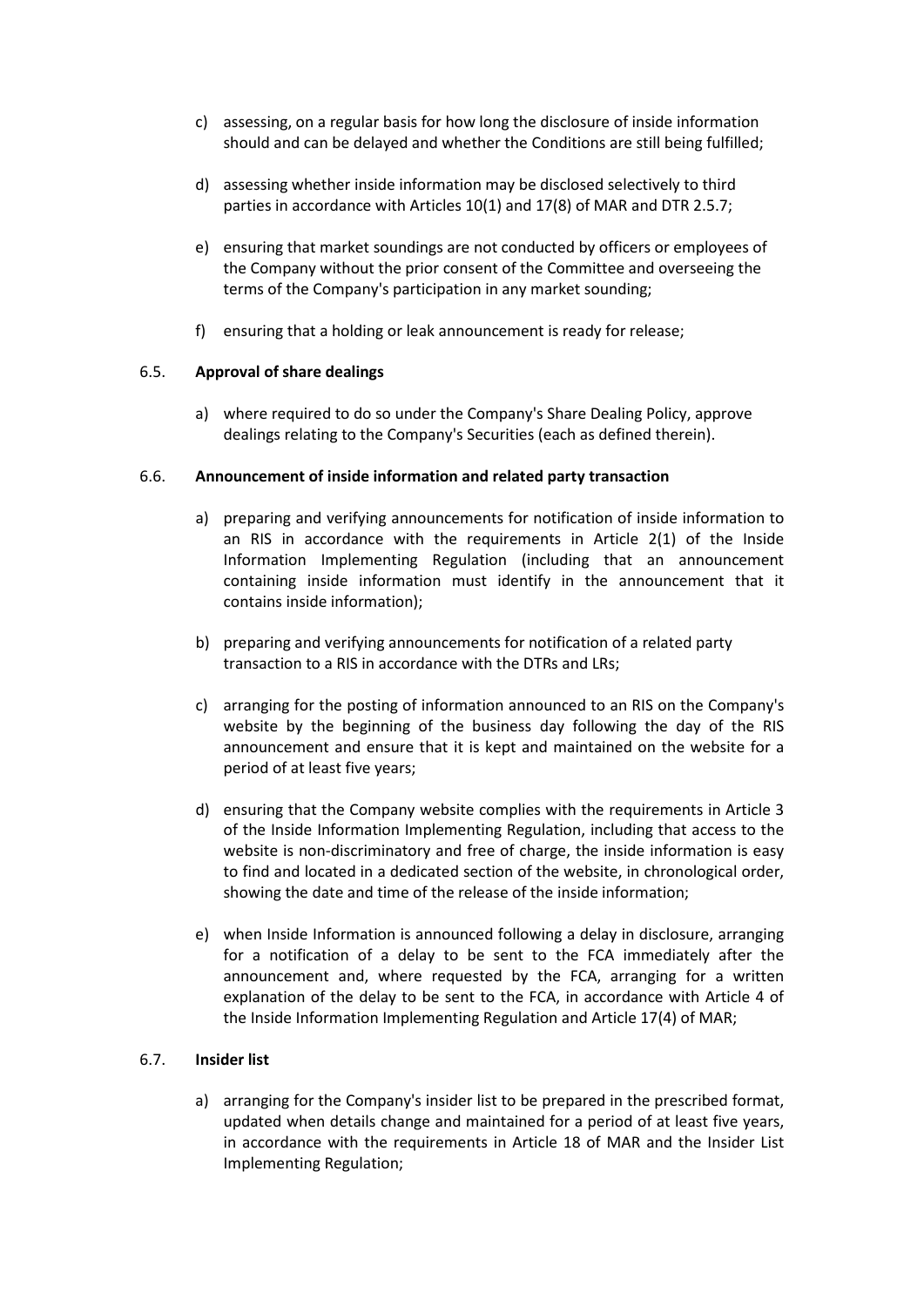c) assessing, on a regular basis for how long the disclosure of inside information should and can be delayed and whether the Conditions are still being fulfilled;

d) assessing whether inside information may be disclosed selectively to third parties in accordance with Articles 10(1) and 17(8) of MAR and DTR 2.5.7;

e) ensuring that market soundings are not conducted by officers or employees of the Company without the prior consent of the Committee and overseeing the terms of the Company's participation in any market sounding;

f) ensuring that a holding or leak announcement is ready for release;

6.5. **Approval of share dealings**

a) where required to do so under the Company's Share Dealing Policy, approve dealings relating to the Company's Securities (each as defined therein).

6.6. **Announcement of inside information and related party transaction**

a) preparing and verifying announcements for notification of inside information to an RIS in accordance with the requirements in Article 2(1) of the Inside Information Implementing Regulation (including that an announcement containing inside information must identify in the announcement that it contains inside information);

b) preparing and verifying announcements for notification of a related party transaction to a RIS in accordance with the DTRs and LRs;

c) arranging for the posting of information announced to an RIS on the Company's website by the beginning of the business day following the day of the RIS announcement and ensure that it is kept and maintained on the website for a period of at least five years;

d) ensuring that the Company website complies with the requirements in Article 3 of the Inside Information Implementing Regulation, including that access to the website is non-discriminatory and free of charge, the inside information is easy to find and located in a dedicated section of the website, in chronological order, showing the date and time of the release of the inside information;

e) when Inside Information is announced following a delay in disclosure, arranging for a notification of a delay to be sent to the FCA immediately after the announcement and, where requested by the FCA, arranging for a written explanation of the delay to be sent to the FCA, in accordance with Article 4 of the Inside Information Implementing Regulation and Article 17(4) of MAR;

6.7. **Insider list**

a) arranging for the Company's insider list to be prepared in the prescribed format, updated when details change and maintained for a period of at least five years, in accordance with the requirements in Article 18 of MAR and the Insider List Implementing Regulation;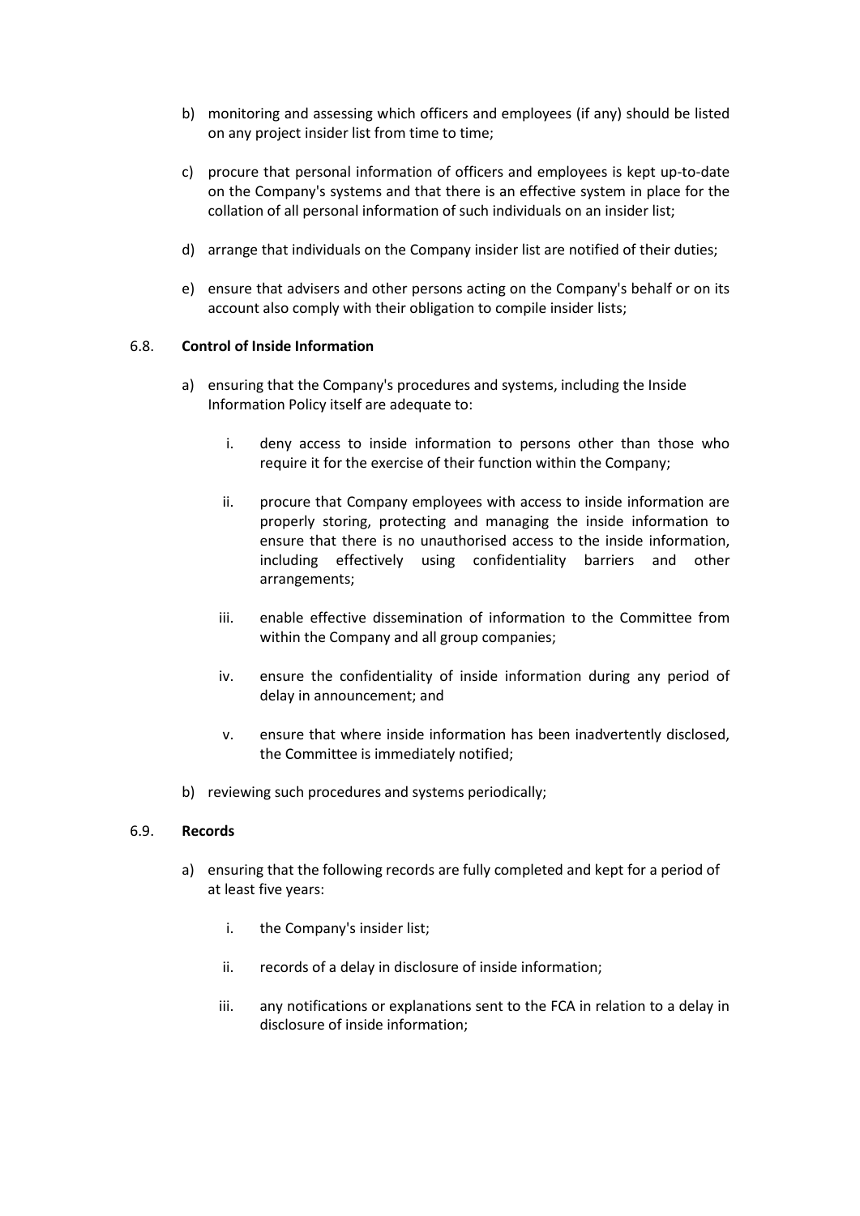b) monitoring and assessing which officers and employees (if any) should be listed on any project insider list from time to time;

c) procure that personal information of officers and employees is kept up-to-date on the Company's systems and that there is an effective system in place for the collation of all personal information of such individuals on an insider list;

d) arrange that individuals on the Company insider list are notified of their duties;

e) ensure that advisers and other persons acting on the Company's behalf or on its account also comply with their obligation to compile insider lists;

6.8. **Control of Inside Information**

a) ensuring that the Company's procedures and systems, including the Inside Information Policy itself are adequate to:

   i. deny access to inside information to persons other than those who require it for the exercise of their function within the Company;

   ii. procure that Company employees with access to inside information are properly storing, protecting and managing the inside information to ensure that there is no unauthorised access to the inside information, including effectively using confidentiality barriers and other arrangements;

   iii. enable effective dissemination of information to the Committee from within the Company and all group companies;

   iv. ensure the confidentiality of inside information during any period of delay in announcement; and

   v. ensure that where inside information has been inadvertently disclosed, the Committee is immediately notified;

b) reviewing such procedures and systems periodically;

6.9. **Records**

a) ensuring that the following records are fully completed and kept for a period of at least five years:

   i. the Company's insider list;

   ii. records of a delay in disclosure of inside information;

   iii. any notifications or explanations sent to the FCA in relation to a delay in disclosure of inside information;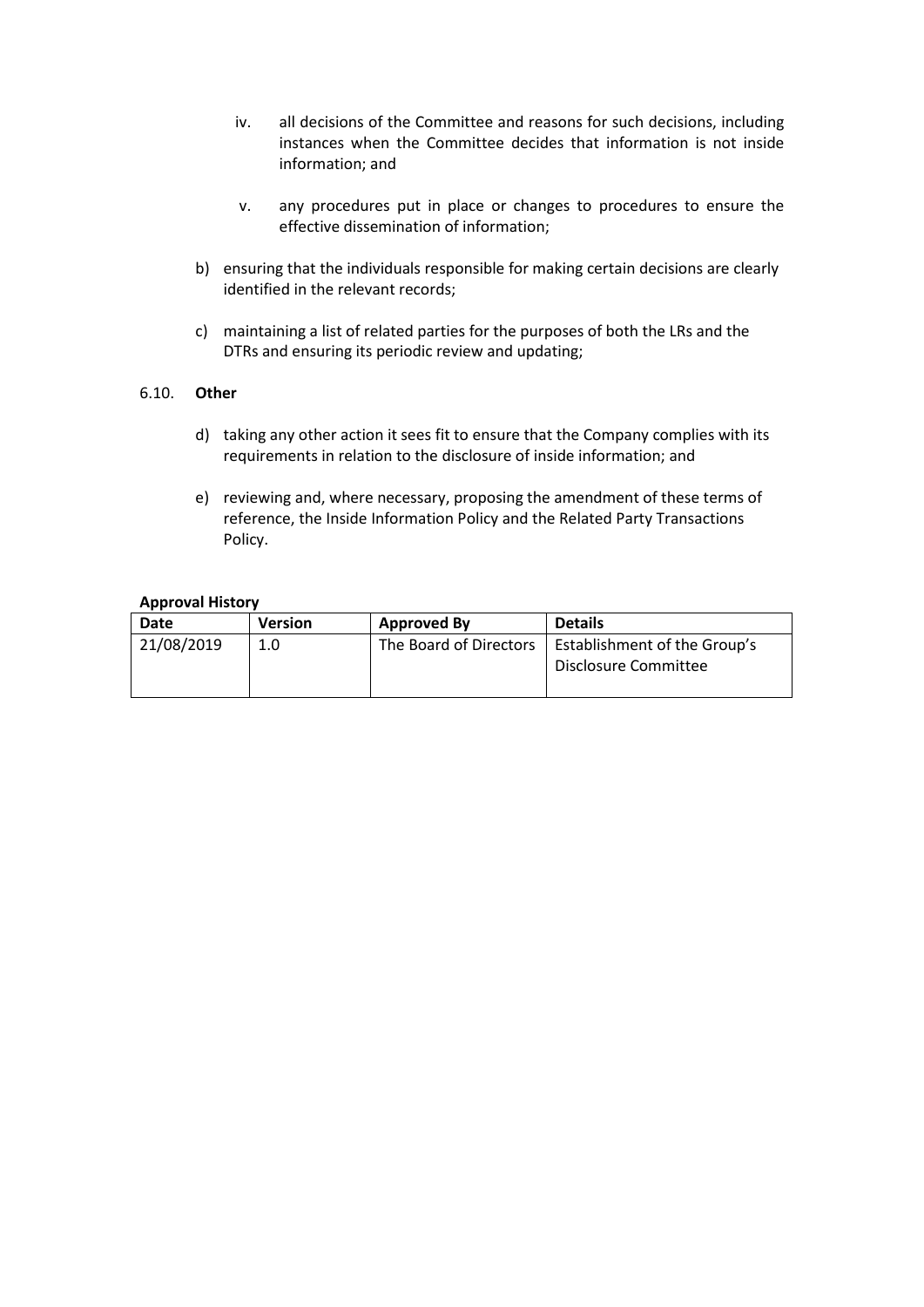iv. all decisions of the Committee and reasons for such decisions, including instances when the Committee decides that information is not inside information; and

v. any procedures put in place or changes to procedures to ensure the effective dissemination of information;

b) ensuring that the individuals responsible for making certain decisions are clearly identified in the relevant records;

c) maintaining a list of related parties for the purposes of both the LRs and the DTRs and ensuring its periodic review and updating;

6.10. **Other**

d) taking any other action it sees fit to ensure that the Company complies with its requirements in relation to the disclosure of inside information; and

e) reviewing and, where necessary, proposing the amendment of these terms of reference, the Inside Information Policy and the Related Party Transactions Policy.

**Approval History**

| Date | Version | Approved By | Details |
|---|---|---|---|
| 21/08/2019 | 1.0 | The Board of Directors | Establishment of the Group's Disclosure Committee |